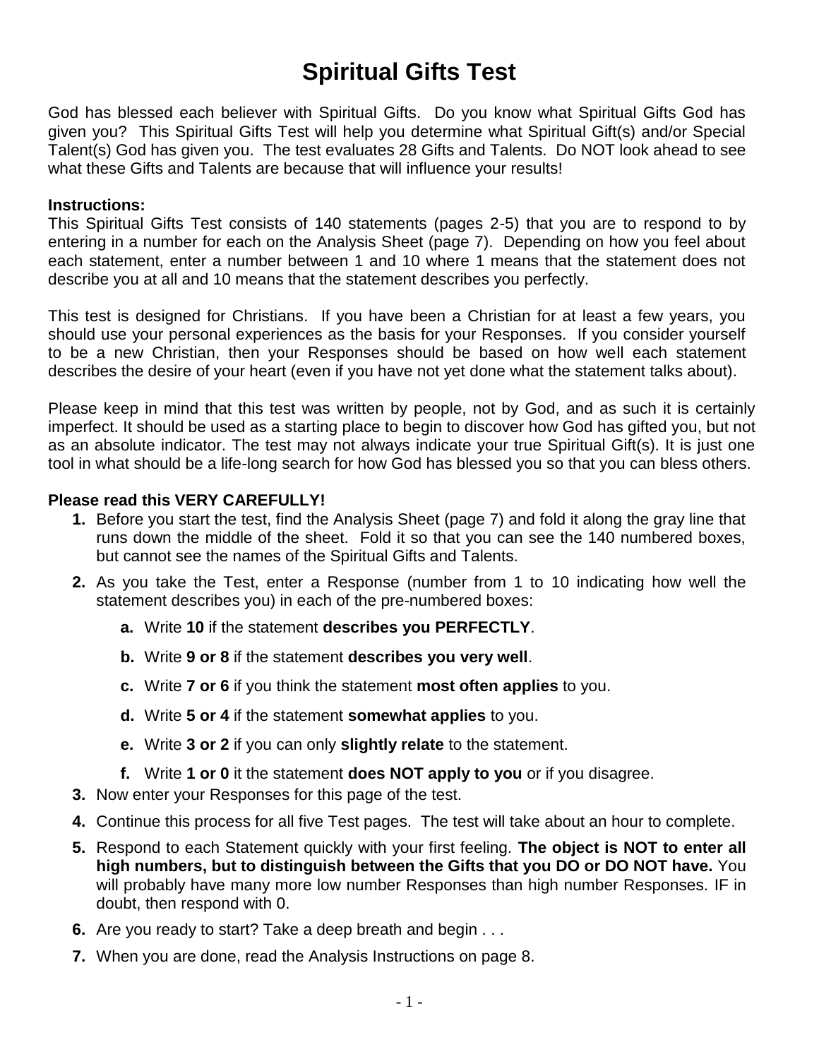# Spiritual Gifts Test

God has blessed each believer with Spiritual Gifts. Do you know what Spiritual Gifts God has given you? This Spiritual Gifts Test will help you determine what Spiritual Gift(s) and/or Special Talent(s) God has given you. The test evaluates 28 Gifts and Talents. Do NOT look ahead to see what these Gifts and Talents are because that will influence your results!

**Instructions:**
This Spiritual Gifts Test consists of 140 statements (pages 2-5) that you are to respond to by entering in a number for each on the Analysis Sheet (page 7). Depending on how you feel about each statement, enter a number between 1 and 10 where 1 means that the statement does not describe you at all and 10 means that the statement describes you perfectly.

This test is designed for Christians. If you have been a Christian for at least a few years, you should use your personal experiences as the basis for your Responses. If you consider yourself to be a new Christian, then your Responses should be based on how well each statement describes the desire of your heart (even if you have not yet done what the statement talks about).

Please keep in mind that this test was written by people, not by God, and as such it is certainly imperfect. It should be used as a starting place to begin to discover how God has gifted you, but not as an absolute indicator. The test may not always indicate your true Spiritual Gift(s). It is just one tool in what should be a life-long search for how God has blessed you so that you can bless others.

**Please read this VERY CAREFULLY!**

1. Before you start the test, find the Analysis Sheet (page 7) and fold it along the gray line that runs down the middle of the sheet. Fold it so that you can see the 140 numbered boxes, but cannot see the names of the Spiritual Gifts and Talents.
2. As you take the Test, enter a Response (number from 1 to 10 indicating how well the statement describes you) in each of the pre-numbered boxes:
   a. Write **10** if the statement **describes you PERFECTLY**.
   b. Write **9 or 8** if the statement **describes you very well**.
   c. Write **7 or 6** if you think the statement **most often applies** to you.
   d. Write **5 or 4** if the statement **somewhat applies** to you.
   e. Write **3 or 2** if you can only **slightly relate** to the statement.
   f. Write **1 or 0** it the statement **does NOT apply to you** or if you disagree.
3. Now enter your Responses for this page of the test.
4. Continue this process for all five Test pages. The test will take about an hour to complete.
5. Respond to each Statement quickly with your first feeling. **The object is NOT to enter all high numbers, but to distinguish between the Gifts that you DO or DO NOT have.** You will probably have many more low number Responses than high number Responses. IF in doubt, then respond with 0.
6. Are you ready to start? Take a deep breath and begin . . .
7. When you are done, read the Analysis Instructions on page 8.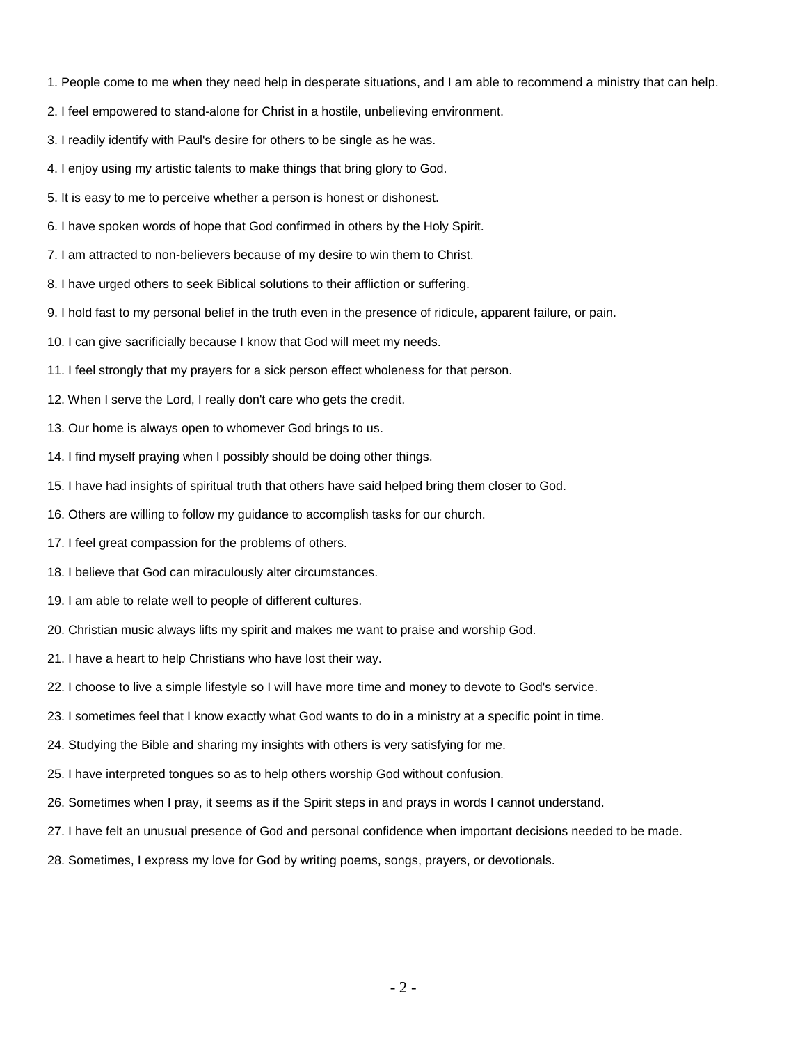1. People come to me when they need help in desperate situations, and I am able to recommend a ministry that can help.
2. I feel empowered to stand-alone for Christ in a hostile, unbelieving environment.
3. I readily identify with Paul's desire for others to be single as he was.
4. I enjoy using my artistic talents to make things that bring glory to God.
5. It is easy to me to perceive whether a person is honest or dishonest.
6. I have spoken words of hope that God confirmed in others by the Holy Spirit.
7. I am attracted to non-believers because of my desire to win them to Christ.
8. I have urged others to seek Biblical solutions to their affliction or suffering.
9. I hold fast to my personal belief in the truth even in the presence of ridicule, apparent failure, or pain.
10. I can give sacrificially because I know that God will meet my needs.
11. I feel strongly that my prayers for a sick person effect wholeness for that person.
12. When I serve the Lord, I really don't care who gets the credit.
13. Our home is always open to whomever God brings to us.
14. I find myself praying when I possibly should be doing other things.
15. I have had insights of spiritual truth that others have said helped bring them closer to God.
16. Others are willing to follow my guidance to accomplish tasks for our church.
17. I feel great compassion for the problems of others.
18. I believe that God can miraculously alter circumstances.
19. I am able to relate well to people of different cultures.
20. Christian music always lifts my spirit and makes me want to praise and worship God.
21. I have a heart to help Christians who have lost their way.
22. I choose to live a simple lifestyle so I will have more time and money to devote to God's service.
23. I sometimes feel that I know exactly what God wants to do in a ministry at a specific point in time.
24. Studying the Bible and sharing my insights with others is very satisfying for me.
25. I have interpreted tongues so as to help others worship God without confusion.
26. Sometimes when I pray, it seems as if the Spirit steps in and prays in words I cannot understand.
27. I have felt an unusual presence of God and personal confidence when important decisions needed to be made.
28. Sometimes, I express my love for God by writing poems, songs, prayers, or devotionals.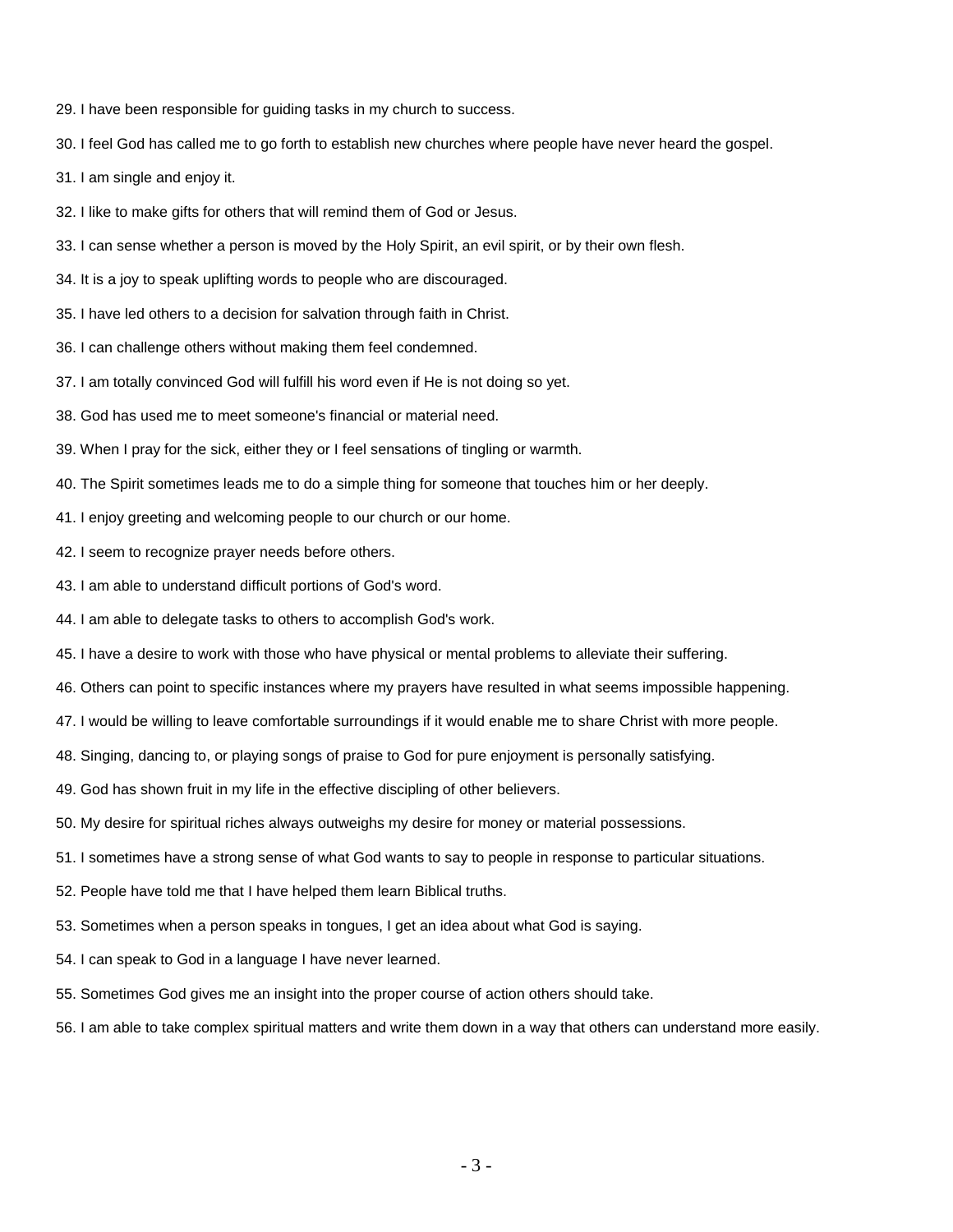29. I have been responsible for guiding tasks in my church to success.

30. I feel God has called me to go forth to establish new churches where people have never heard the gospel.

31. I am single and enjoy it.

32. I like to make gifts for others that will remind them of God or Jesus.

33. I can sense whether a person is moved by the Holy Spirit, an evil spirit, or by their own flesh.

34. It is a joy to speak uplifting words to people who are discouraged.

35. I have led others to a decision for salvation through faith in Christ.

36. I can challenge others without making them feel condemned.

37. I am totally convinced God will fulfill his word even if He is not doing so yet.

38. God has used me to meet someone's financial or material need.

39. When I pray for the sick, either they or I feel sensations of tingling or warmth.

40. The Spirit sometimes leads me to do a simple thing for someone that touches him or her deeply.

41. I enjoy greeting and welcoming people to our church or our home.

42. I seem to recognize prayer needs before others.

43. I am able to understand difficult portions of God's word.

44. I am able to delegate tasks to others to accomplish God's work.

45. I have a desire to work with those who have physical or mental problems to alleviate their suffering.

46. Others can point to specific instances where my prayers have resulted in what seems impossible happening.

47. I would be willing to leave comfortable surroundings if it would enable me to share Christ with more people.

48. Singing, dancing to, or playing songs of praise to God for pure enjoyment is personally satisfying.

49. God has shown fruit in my life in the effective discipling of other believers.

50. My desire for spiritual riches always outweighs my desire for money or material possessions.

51. I sometimes have a strong sense of what God wants to say to people in response to particular situations.

52. People have told me that I have helped them learn Biblical truths.

53. Sometimes when a person speaks in tongues, I get an idea about what God is saying.

54. I can speak to God in a language I have never learned.

55. Sometimes God gives me an insight into the proper course of action others should take.

56. I am able to take complex spiritual matters and write them down in a way that others can understand more easily.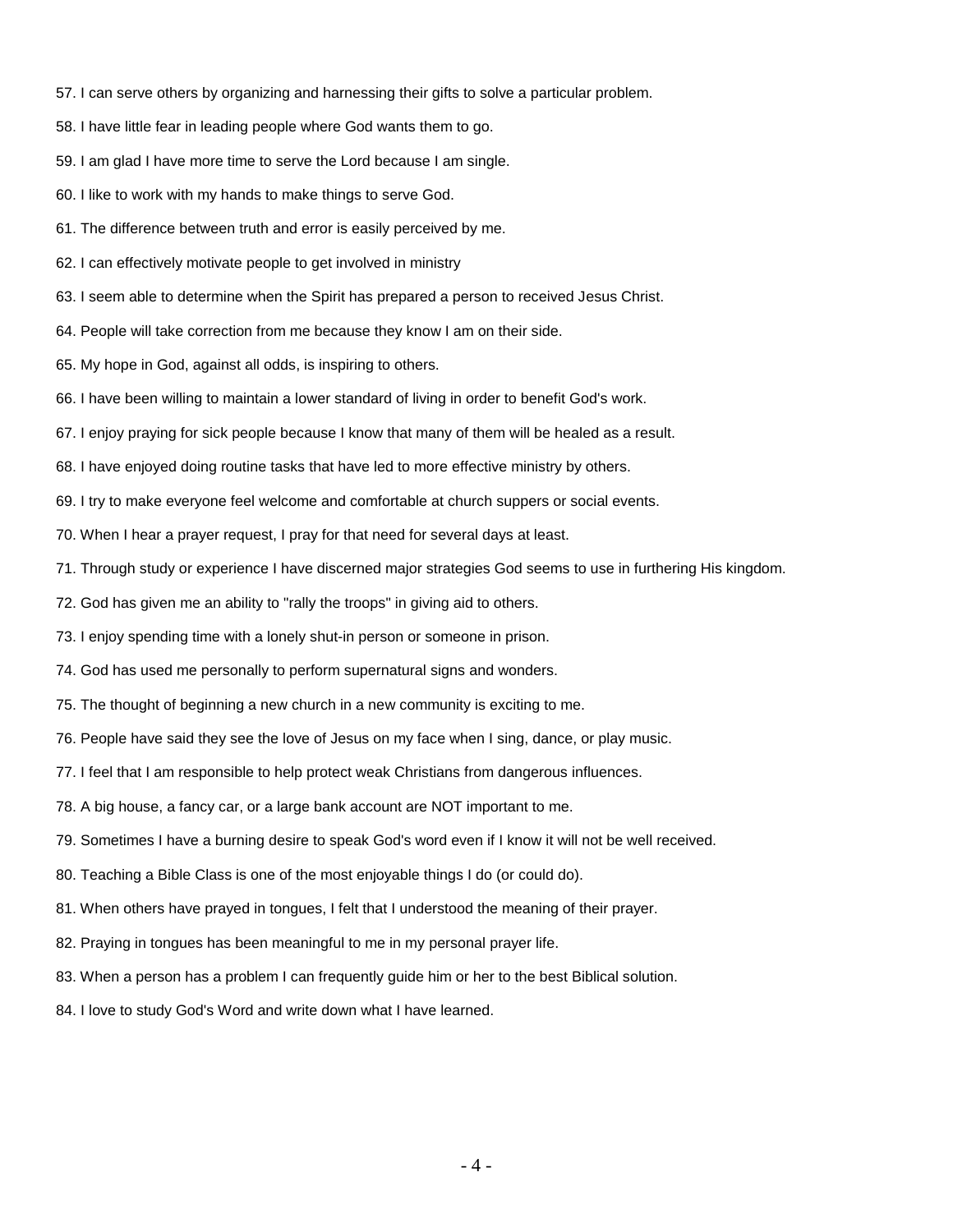57. I can serve others by organizing and harnessing their gifts to solve a particular problem.

58. I have little fear in leading people where God wants them to go.

59. I am glad I have more time to serve the Lord because I am single.

60. I like to work with my hands to make things to serve God.

61. The difference between truth and error is easily perceived by me.

62. I can effectively motivate people to get involved in ministry

63. I seem able to determine when the Spirit has prepared a person to received Jesus Christ.

64. People will take correction from me because they know I am on their side.

65. My hope in God, against all odds, is inspiring to others.

66. I have been willing to maintain a lower standard of living in order to benefit God's work.

67. I enjoy praying for sick people because I know that many of them will be healed as a result.

68. I have enjoyed doing routine tasks that have led to more effective ministry by others.

69. I try to make everyone feel welcome and comfortable at church suppers or social events.

70. When I hear a prayer request, I pray for that need for several days at least.

71. Through study or experience I have discerned major strategies God seems to use in furthering His kingdom.

72. God has given me an ability to "rally the troops" in giving aid to others.

73. I enjoy spending time with a lonely shut-in person or someone in prison.

74. God has used me personally to perform supernatural signs and wonders.

75. The thought of beginning a new church in a new community is exciting to me.

76. People have said they see the love of Jesus on my face when I sing, dance, or play music.

77. I feel that I am responsible to help protect weak Christians from dangerous influences.

78. A big house, a fancy car, or a large bank account are NOT important to me.

79. Sometimes I have a burning desire to speak God's word even if I know it will not be well received.

80. Teaching a Bible Class is one of the most enjoyable things I do (or could do).

81. When others have prayed in tongues, I felt that I understood the meaning of their prayer.

82. Praying in tongues has been meaningful to me in my personal prayer life.

83. When a person has a problem I can frequently guide him or her to the best Biblical solution.

84. I love to study God's Word and write down what I have learned.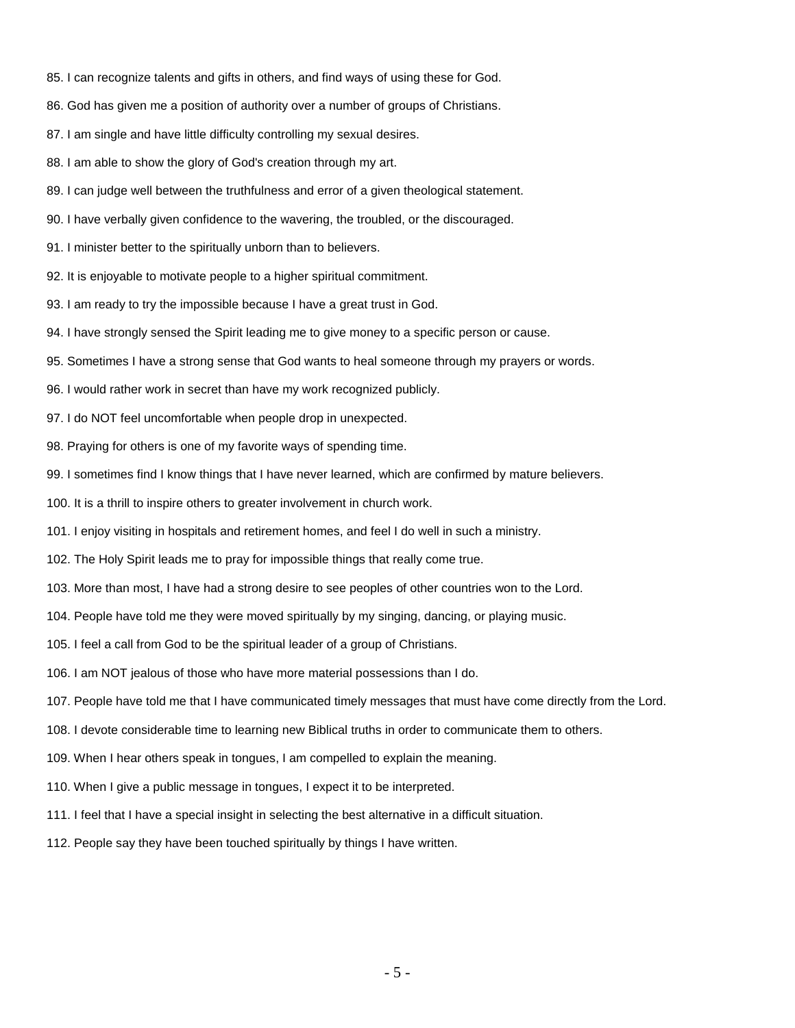85. I can recognize talents and gifts in others, and find ways of using these for God.

86. God has given me a position of authority over a number of groups of Christians.

87. I am single and have little difficulty controlling my sexual desires.

88. I am able to show the glory of God's creation through my art.

89. I can judge well between the truthfulness and error of a given theological statement.

90. I have verbally given confidence to the wavering, the troubled, or the discouraged.

91. I minister better to the spiritually unborn than to believers.

92. It is enjoyable to motivate people to a higher spiritual commitment.

93. I am ready to try the impossible because I have a great trust in God.

94. I have strongly sensed the Spirit leading me to give money to a specific person or cause.

95. Sometimes I have a strong sense that God wants to heal someone through my prayers or words.

96. I would rather work in secret than have my work recognized publicly.

97. I do NOT feel uncomfortable when people drop in unexpected.

98. Praying for others is one of my favorite ways of spending time.

99. I sometimes find I know things that I have never learned, which are confirmed by mature believers.

100. It is a thrill to inspire others to greater involvement in church work.

101. I enjoy visiting in hospitals and retirement homes, and feel I do well in such a ministry.

102. The Holy Spirit leads me to pray for impossible things that really come true.

103. More than most, I have had a strong desire to see peoples of other countries won to the Lord.

104. People have told me they were moved spiritually by my singing, dancing, or playing music.

105. I feel a call from God to be the spiritual leader of a group of Christians.

106. I am NOT jealous of those who have more material possessions than I do.

107. People have told me that I have communicated timely messages that must have come directly from the Lord.

108. I devote considerable time to learning new Biblical truths in order to communicate them to others.

109. When I hear others speak in tongues, I am compelled to explain the meaning.

110. When I give a public message in tongues, I expect it to be interpreted.

111. I feel that I have a special insight in selecting the best alternative in a difficult situation.

112. People say they have been touched spiritually by things I have written.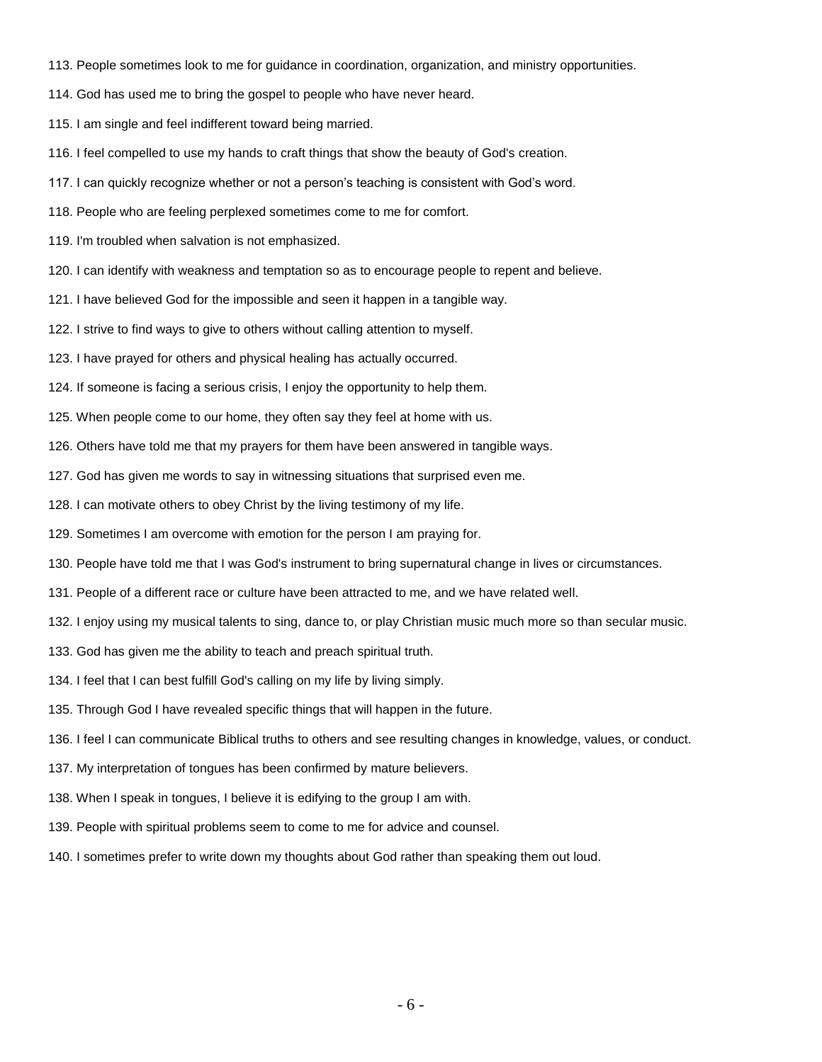113. People sometimes look to me for guidance in coordination, organization, and ministry opportunities.

114. God has used me to bring the gospel to people who have never heard.

115. I am single and feel indifferent toward being married.

116. I feel compelled to use my hands to craft things that show the beauty of God's creation.

117. I can quickly recognize whether or not a person's teaching is consistent with God's word.

118. People who are feeling perplexed sometimes come to me for comfort.

119. I'm troubled when salvation is not emphasized.

120. I can identify with weakness and temptation so as to encourage people to repent and believe.

121. I have believed God for the impossible and seen it happen in a tangible way.

122. I strive to find ways to give to others without calling attention to myself.

123. I have prayed for others and physical healing has actually occurred.

124. If someone is facing a serious crisis, I enjoy the opportunity to help them.

125. When people come to our home, they often say they feel at home with us.

126. Others have told me that my prayers for them have been answered in tangible ways.

127. God has given me words to say in witnessing situations that surprised even me.

128. I can motivate others to obey Christ by the living testimony of my life.

129. Sometimes I am overcome with emotion for the person I am praying for.

130. People have told me that I was God's instrument to bring supernatural change in lives or circumstances.

131. People of a different race or culture have been attracted to me, and we have related well.

132. I enjoy using my musical talents to sing, dance to, or play Christian music much more so than secular music.

133. God has given me the ability to teach and preach spiritual truth.

134. I feel that I can best fulfill God's calling on my life by living simply.

135. Through God I have revealed specific things that will happen in the future.

136. I feel I can communicate Biblical truths to others and see resulting changes in knowledge, values, or conduct.

137. My interpretation of tongues has been confirmed by mature believers.

138. When I speak in tongues, I believe it is edifying to the group I am with.

139. People with spiritual problems seem to come to me for advice and counsel.

140. I sometimes prefer to write down my thoughts about God rather than speaking them out loud.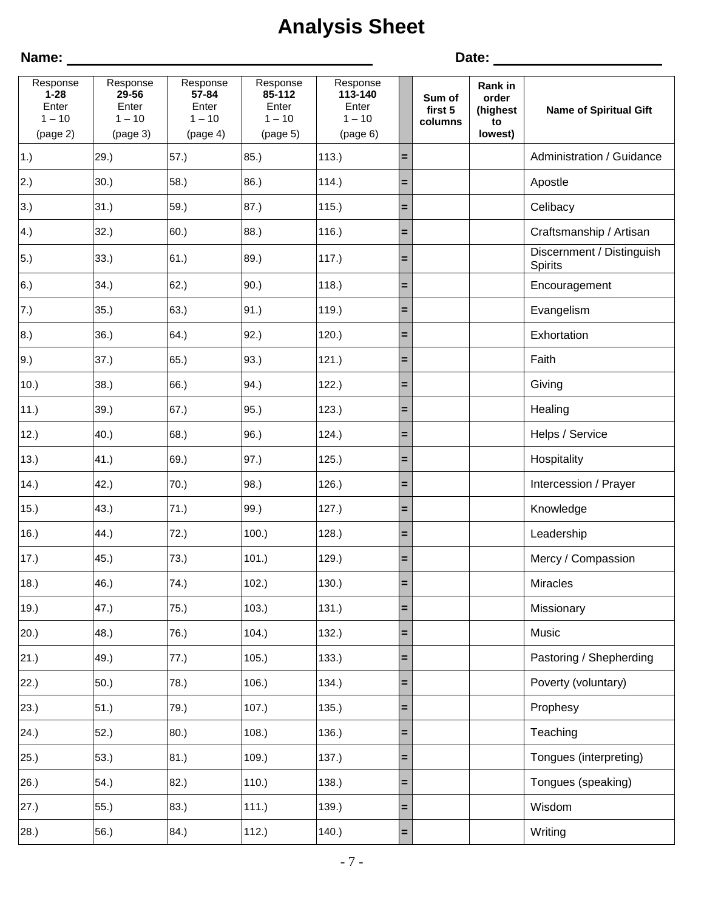# Analysis Sheet

**Name:** ______________________________ **Date:** ____________________

| Response **1-28** Enter 1 – 10 (page 2) | Response **29-56** Enter 1 – 10 (page 3) | Response **57-84** Enter 1 – 10 (page 4) | Response **85-112** Enter 1 – 10 (page 5) | Response **113-140** Enter 1 – 10 (page 6) | | **Sum of first 5 columns** | **Rank in order (highest to lowest)** | **Name of Spiritual Gift** |
|---|---|---|---|---|---|---|---|---|
| 1.) | 29.) | 57.) | 85.) | 113.) | = | | | Administration / Guidance |
| 2.) | 30.) | 58.) | 86.) | 114.) | = | | | Apostle |
| 3.) | 31.) | 59.) | 87.) | 115.) | = | | | Celibacy |
| 4.) | 32.) | 60.) | 88.) | 116.) | = | | | Craftsmanship / Artisan |
| 5.) | 33.) | 61.) | 89.) | 117.) | = | | | Discernment / Distinguish Spirits |
| 6.) | 34.) | 62.) | 90.) | 118.) | = | | | Encouragement |
| 7.) | 35.) | 63.) | 91.) | 119.) | = | | | Evangelism |
| 8.) | 36.) | 64.) | 92.) | 120.) | = | | | Exhortation |
| 9.) | 37.) | 65.) | 93.) | 121.) | = | | | Faith |
| 10.) | 38.) | 66.) | 94.) | 122.) | = | | | Giving |
| 11.) | 39.) | 67.) | 95.) | 123.) | = | | | Healing |
| 12.) | 40.) | 68.) | 96.) | 124.) | = | | | Helps / Service |
| 13.) | 41.) | 69.) | 97.) | 125.) | = | | | Hospitality |
| 14.) | 42.) | 70.) | 98.) | 126.) | = | | | Intercession / Prayer |
| 15.) | 43.) | 71.) | 99.) | 127.) | = | | | Knowledge |
| 16.) | 44.) | 72.) | 100.) | 128.) | = | | | Leadership |
| 17.) | 45.) | 73.) | 101.) | 129.) | = | | | Mercy / Compassion |
| 18.) | 46.) | 74.) | 102.) | 130.) | = | | | Miracles |
| 19.) | 47.) | 75.) | 103.) | 131.) | = | | | Missionary |
| 20.) | 48.) | 76.) | 104.) | 132.) | = | | | Music |
| 21.) | 49.) | 77.) | 105.) | 133.) | = | | | Pastoring / Shepherding |
| 22.) | 50.) | 78.) | 106.) | 134.) | = | | | Poverty (voluntary) |
| 23.) | 51.) | 79.) | 107.) | 135.) | = | | | Prophesy |
| 24.) | 52.) | 80.) | 108.) | 136.) | = | | | Teaching |
| 25.) | 53.) | 81.) | 109.) | 137.) | = | | | Tongues (interpreting) |
| 26.) | 54.) | 82.) | 110.) | 138.) | = | | | Tongues (speaking) |
| 27.) | 55.) | 83.) | 111.) | 139.) | = | | | Wisdom |
| 28.) | 56.) | 84.) | 112.) | 140.) | = | | | Writing |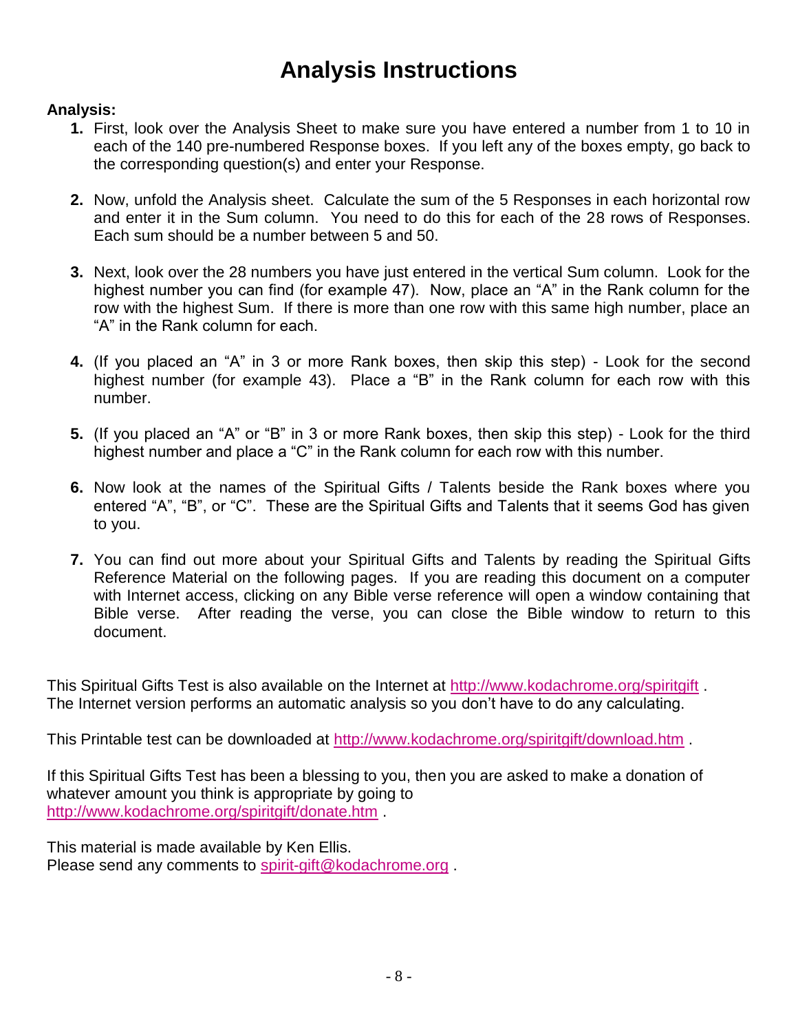# Analysis Instructions

**Analysis:**

1. First, look over the Analysis Sheet to make sure you have entered a number from 1 to 10 in each of the 140 pre-numbered Response boxes. If you left any of the boxes empty, go back to the corresponding question(s) and enter your Response.
2. Now, unfold the Analysis sheet. Calculate the sum of the 5 Responses in each horizontal row and enter it in the Sum column. You need to do this for each of the 28 rows of Responses. Each sum should be a number between 5 and 50.
3. Next, look over the 28 numbers you have just entered in the vertical Sum column. Look for the highest number you can find (for example 47). Now, place an "A" in the Rank column for the row with the highest Sum. If there is more than one row with this same high number, place an "A" in the Rank column for each.
4. (If you placed an "A" in 3 or more Rank boxes, then skip this step) - Look for the second highest number (for example 43). Place a "B" in the Rank column for each row with this number.
5. (If you placed an "A" or "B" in 3 or more Rank boxes, then skip this step) - Look for the third highest number and place a "C" in the Rank column for each row with this number.
6. Now look at the names of the Spiritual Gifts / Talents beside the Rank boxes where you entered "A", "B", or "C". These are the Spiritual Gifts and Talents that it seems God has given to you.
7. You can find out more about your Spiritual Gifts and Talents by reading the Spiritual Gifts Reference Material on the following pages. If you are reading this document on a computer with Internet access, clicking on any Bible verse reference will open a window containing that Bible verse. After reading the verse, you can close the Bible window to return to this document.

This Spiritual Gifts Test is also available on the Internet at http://www.kodachrome.org/spiritgift .
The Internet version performs an automatic analysis so you don't have to do any calculating.

This Printable test can be downloaded at http://www.kodachrome.org/spiritgift/download.htm .

If this Spiritual Gifts Test has been a blessing to you, then you are asked to make a donation of whatever amount you think is appropriate by going to
http://www.kodachrome.org/spiritgift/donate.htm .

This material is made available by Ken Ellis.
Please send any comments to spirit-gift@kodachrome.org .